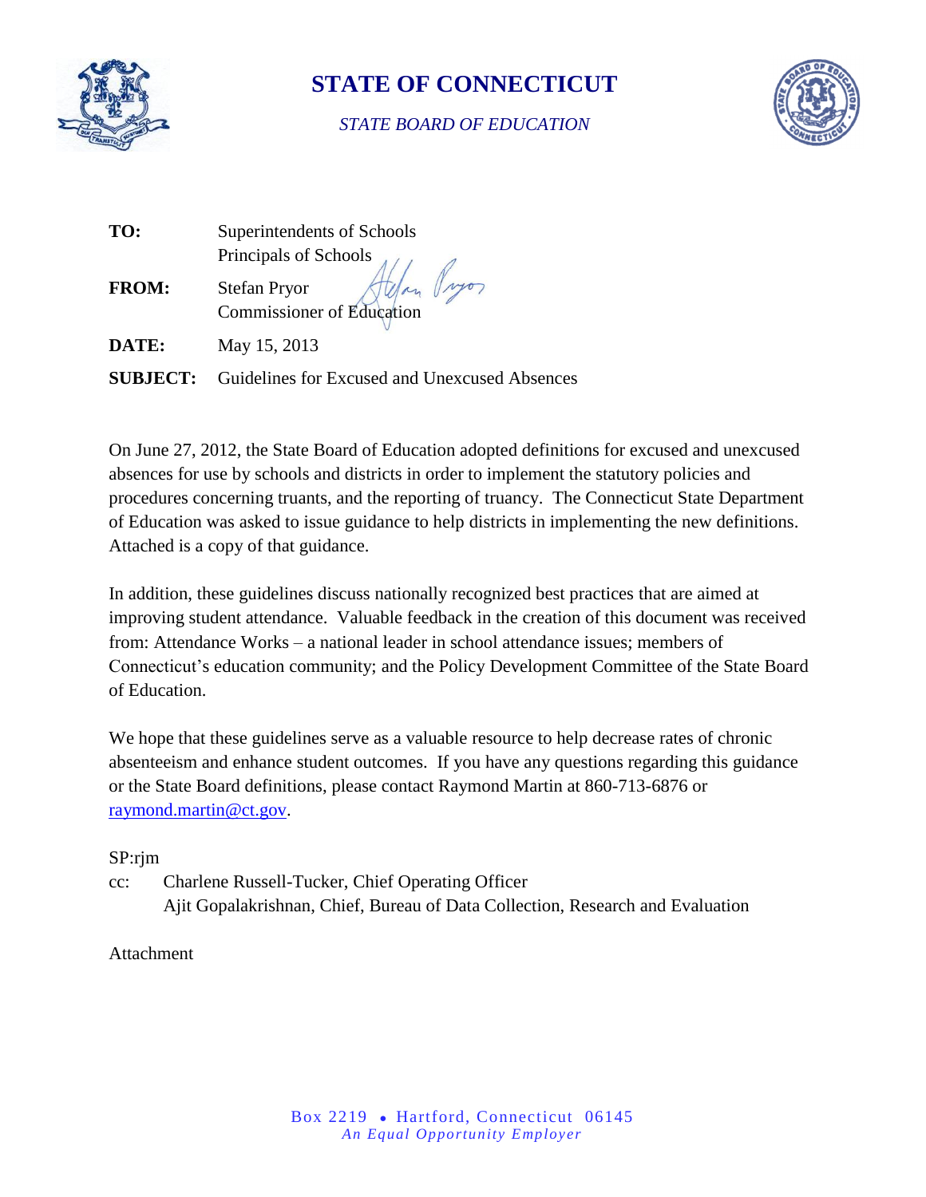# STATE OF CONNECTICUT

*STATE BOARD OF EDUCATION*

**TO:** Superintendents of Schools
Principals of Schools

**FROM:** Stefan Pryor
Commissioner of Education

**DATE:** May 15, 2013

**SUBJECT:** Guidelines for Excused and Unexcused Absences

On June 27, 2012, the State Board of Education adopted definitions for excused and unexcused absences for use by schools and districts in order to implement the statutory policies and procedures concerning truants, and the reporting of truancy. The Connecticut State Department of Education was asked to issue guidance to help districts in implementing the new definitions. Attached is a copy of that guidance.

In addition, these guidelines discuss nationally recognized best practices that are aimed at improving student attendance. Valuable feedback in the creation of this document was received from: Attendance Works – a national leader in school attendance issues; members of Connecticut's education community; and the Policy Development Committee of the State Board of Education.

We hope that these guidelines serve as a valuable resource to help decrease rates of chronic absenteeism and enhance student outcomes. If you have any questions regarding this guidance or the State Board definitions, please contact Raymond Martin at 860-713-6876 or raymond.martin@ct.gov.

SP:rjm

cc: Charlene Russell-Tucker, Chief Operating Officer
Ajit Gopalakrishnan, Chief, Bureau of Data Collection, Research and Evaluation

Attachment

Box 2219 • Hartford, Connecticut 06145
*An Equal Opportunity Employer*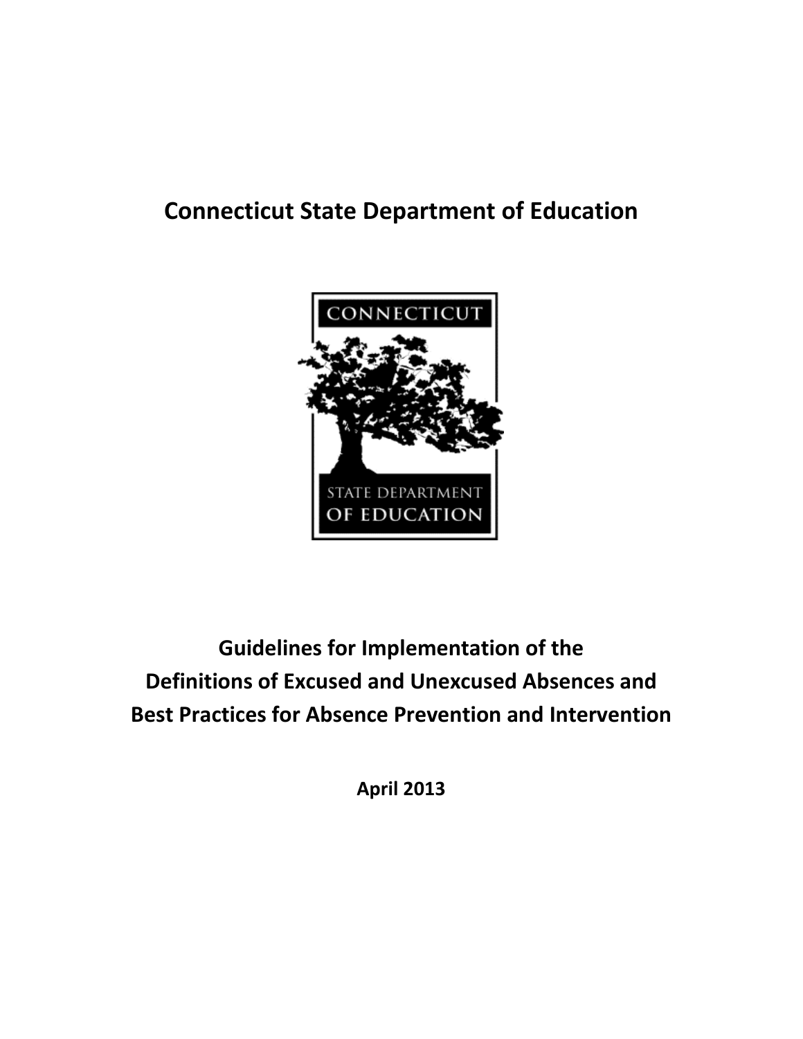# Connecticut State Department of Education

CONNECTICUT

STATE DEPARTMENT OF EDUCATION

## Guidelines for Implementation of the Definitions of Excused and Unexcused Absences and Best Practices for Absence Prevention and Intervention

**April 2013**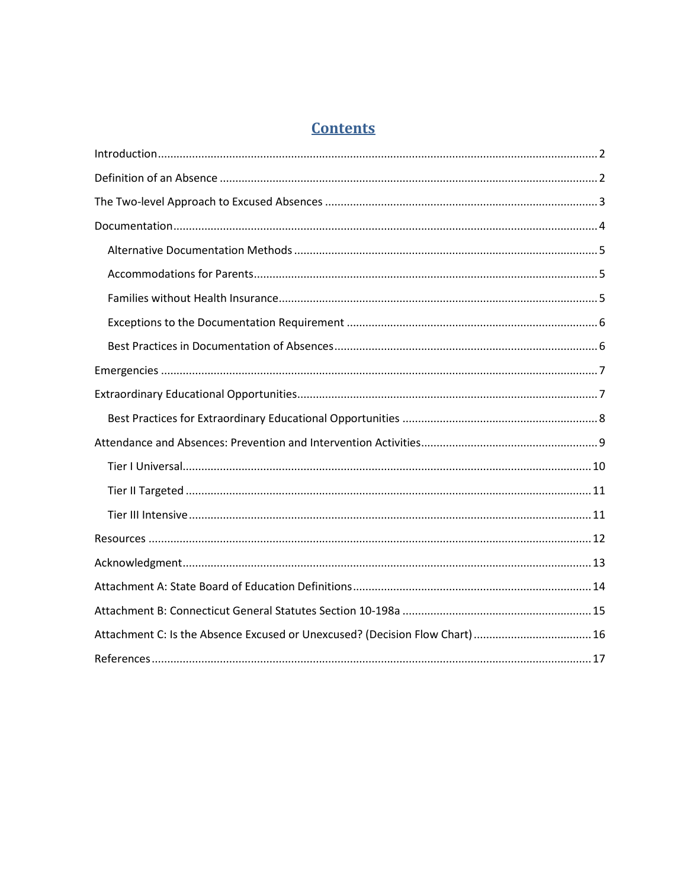# Contents

Introduction ........................................ 2

Definition of an Absence ........................................ 2

The Two-level Approach to Excused Absences ........................................ 3

Documentation ........................................ 4

- Alternative Documentation Methods ........................................ 5
- Accommodations for Parents ........................................ 5
- Families without Health Insurance ........................................ 5
- Exceptions to the Documentation Requirement ........................................ 6
- Best Practices in Documentation of Absences ........................................ 6

Emergencies ........................................ 7

Extraordinary Educational Opportunities ........................................ 7

- Best Practices for Extraordinary Educational Opportunities ........................................ 8

Attendance and Absences: Prevention and Intervention Activities ........................................ 9

- Tier I Universal ........................................ 10
- Tier II Targeted ........................................ 11
- Tier III Intensive ........................................ 11

Resources ........................................ 12

Acknowledgment ........................................ 13

Attachment A: State Board of Education Definitions ........................................ 14

Attachment B: Connecticut General Statutes Section 10-198a ........................................ 15

Attachment C: Is the Absence Excused or Unexcused? (Decision Flow Chart) ........................................ 16

References ........................................ 17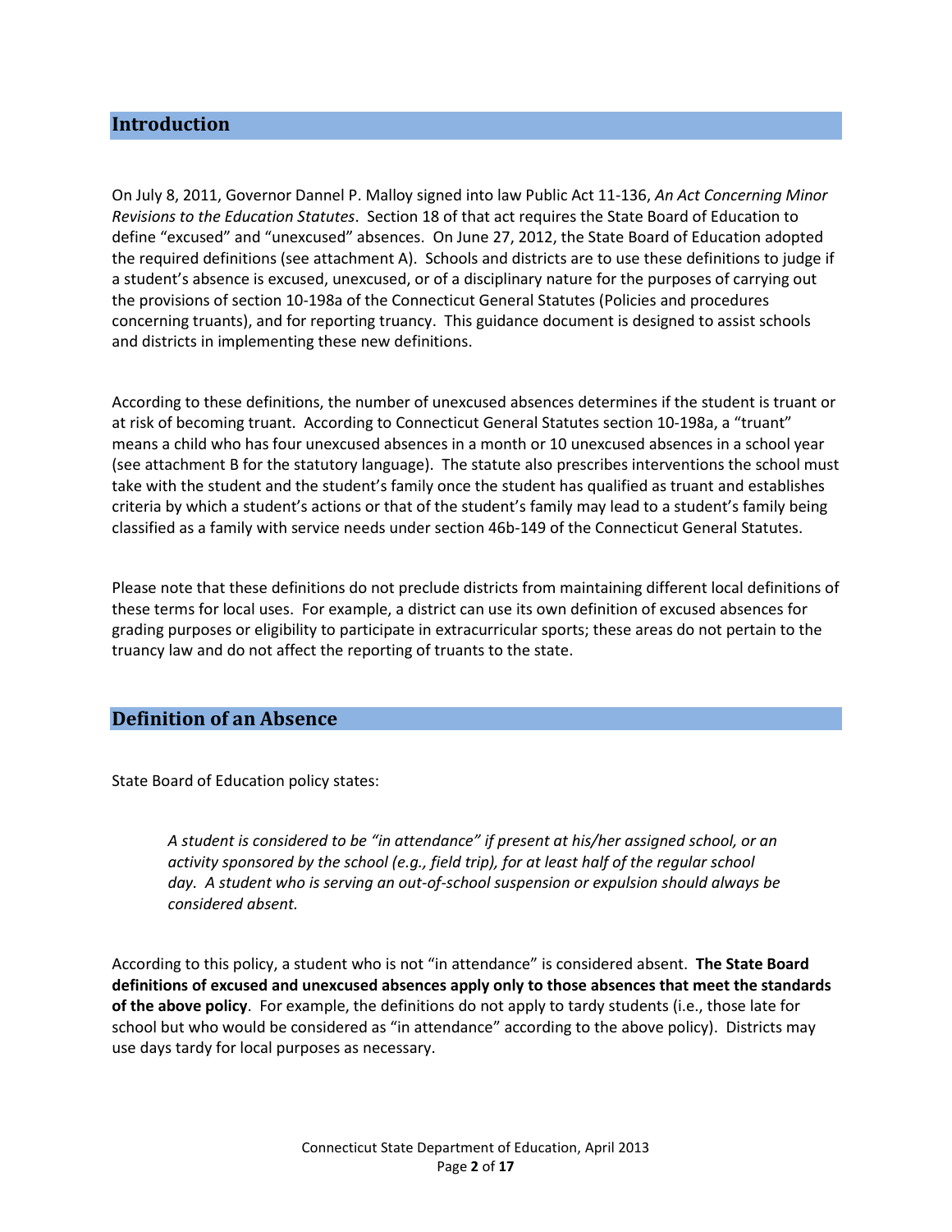## Introduction

On July 8, 2011, Governor Dannel P. Malloy signed into law Public Act 11-136, *An Act Concerning Minor Revisions to the Education Statutes*. Section 18 of that act requires the State Board of Education to define "excused" and "unexcused" absences. On June 27, 2012, the State Board of Education adopted the required definitions (see attachment A). Schools and districts are to use these definitions to judge if a student's absence is excused, unexcused, or of a disciplinary nature for the purposes of carrying out the provisions of section 10-198a of the Connecticut General Statutes (Policies and procedures concerning truants), and for reporting truancy. This guidance document is designed to assist schools and districts in implementing these new definitions.

According to these definitions, the number of unexcused absences determines if the student is truant or at risk of becoming truant. According to Connecticut General Statutes section 10-198a, a "truant" means a child who has four unexcused absences in a month or 10 unexcused absences in a school year (see attachment B for the statutory language). The statute also prescribes interventions the school must take with the student and the student's family once the student has qualified as truant and establishes criteria by which a student's actions or that of the student's family may lead to a student's family being classified as a family with service needs under section 46b-149 of the Connecticut General Statutes.

Please note that these definitions do not preclude districts from maintaining different local definitions of these terms for local uses. For example, a district can use its own definition of excused absences for grading purposes or eligibility to participate in extracurricular sports; these areas do not pertain to the truancy law and do not affect the reporting of truants to the state.

## Definition of an Absence

State Board of Education policy states:

> *A student is considered to be "in attendance" if present at his/her assigned school, or an activity sponsored by the school (e.g., field trip), for at least half of the regular school day. A student who is serving an out-of-school suspension or expulsion should always be considered absent.*

According to this policy, a student who is not "in attendance" is considered absent. **The State Board definitions of excused and unexcused absences apply only to those absences that meet the standards of the above policy**. For example, the definitions do not apply to tardy students (i.e., those late for school but who would be considered as "in attendance" according to the above policy). Districts may use days tardy for local purposes as necessary.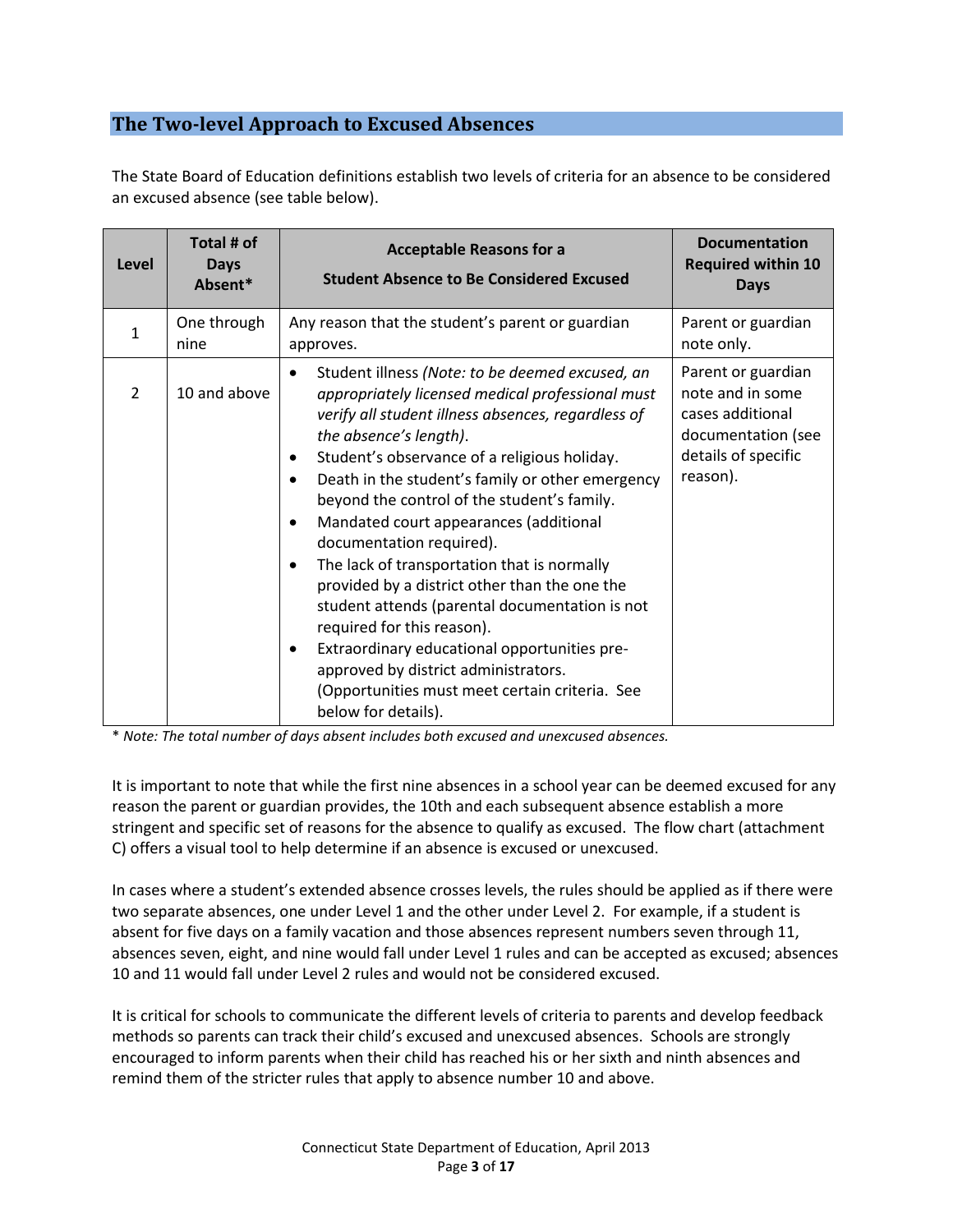## The Two-level Approach to Excused Absences

The State Board of Education definitions establish two levels of criteria for an absence to be considered an excused absence (see table below).

| Level | Total # of Days Absent* | Acceptable Reasons for a Student Absence to Be Considered Excused | Documentation Required within 10 Days |
|---|---|---|---|
| 1 | One through nine | Any reason that the student's parent or guardian approves. | Parent or guardian note only. |
| 2 | 10 and above | • Student illness *(Note: to be deemed excused, an appropriately licensed medical professional must verify all student illness absences, regardless of the absence's length)*.<br>• Student's observance of a religious holiday.<br>• Death in the student's family or other emergency beyond the control of the student's family.<br>• Mandated court appearances (additional documentation required).<br>• The lack of transportation that is normally provided by a district other than the one the student attends (parental documentation is not required for this reason).<br>• Extraordinary educational opportunities pre-approved by district administrators. (Opportunities must meet certain criteria. See below for details). | Parent or guardian note and in some cases additional documentation (see details of specific reason). |

\* *Note: The total number of days absent includes both excused and unexcused absences.*

It is important to note that while the first nine absences in a school year can be deemed excused for any reason the parent or guardian provides, the 10th and each subsequent absence establish a more stringent and specific set of reasons for the absence to qualify as excused. The flow chart (attachment C) offers a visual tool to help determine if an absence is excused or unexcused.

In cases where a student's extended absence crosses levels, the rules should be applied as if there were two separate absences, one under Level 1 and the other under Level 2. For example, if a student is absent for five days on a family vacation and those absences represent numbers seven through 11, absences seven, eight, and nine would fall under Level 1 rules and can be accepted as excused; absences 10 and 11 would fall under Level 2 rules and would not be considered excused.

It is critical for schools to communicate the different levels of criteria to parents and develop feedback methods so parents can track their child's excused and unexcused absences. Schools are strongly encouraged to inform parents when their child has reached his or her sixth and ninth absences and remind them of the stricter rules that apply to absence number 10 and above.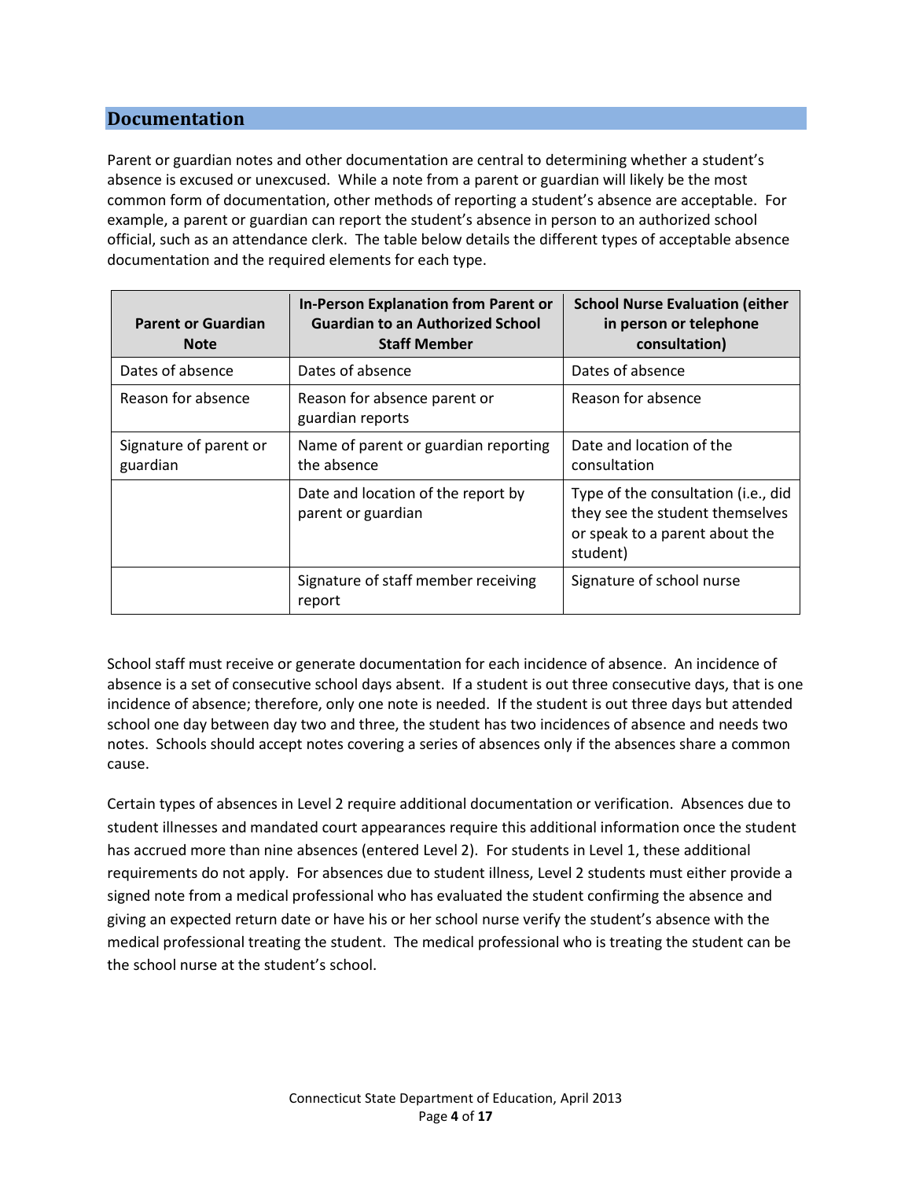## Documentation

Parent or guardian notes and other documentation are central to determining whether a student's absence is excused or unexcused. While a note from a parent or guardian will likely be the most common form of documentation, other methods of reporting a student's absence are acceptable. For example, a parent or guardian can report the student's absence in person to an authorized school official, such as an attendance clerk. The table below details the different types of acceptable absence documentation and the required elements for each type.

| Parent or Guardian Note | In-Person Explanation from Parent or Guardian to an Authorized School Staff Member | School Nurse Evaluation (either in person or telephone consultation) |
|---|---|---|
| Dates of absence | Dates of absence | Dates of absence |
| Reason for absence | Reason for absence parent or guardian reports | Reason for absence |
| Signature of parent or guardian | Name of parent or guardian reporting the absence | Date and location of the consultation |
| | Date and location of the report by parent or guardian | Type of the consultation (i.e., did they see the student themselves or speak to a parent about the student) |
| | Signature of staff member receiving report | Signature of school nurse |

School staff must receive or generate documentation for each incidence of absence. An incidence of absence is a set of consecutive school days absent. If a student is out three consecutive days, that is one incidence of absence; therefore, only one note is needed. If the student is out three days but attended school one day between day two and three, the student has two incidences of absence and needs two notes. Schools should accept notes covering a series of absences only if the absences share a common cause.

Certain types of absences in Level 2 require additional documentation or verification. Absences due to student illnesses and mandated court appearances require this additional information once the student has accrued more than nine absences (entered Level 2). For students in Level 1, these additional requirements do not apply. For absences due to student illness, Level 2 students must either provide a signed note from a medical professional who has evaluated the student confirming the absence and giving an expected return date or have his or her school nurse verify the student's absence with the medical professional treating the student. The medical professional who is treating the student can be the school nurse at the student's school.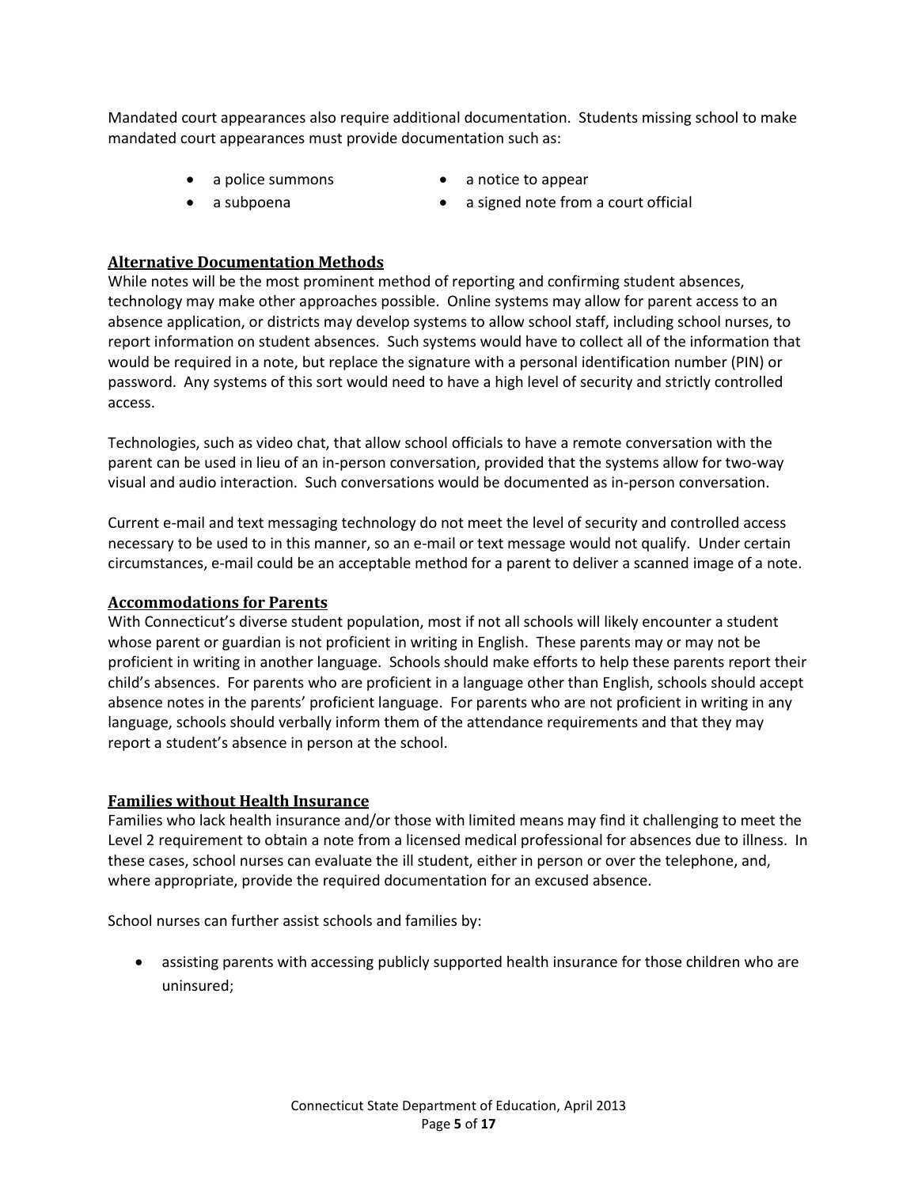Mandated court appearances also require additional documentation. Students missing school to make mandated court appearances must provide documentation such as:

- a police summons
- a subpoena
- a notice to appear
- a signed note from a court official

## Alternative Documentation Methods

While notes will be the most prominent method of reporting and confirming student absences, technology may make other approaches possible. Online systems may allow for parent access to an absence application, or districts may develop systems to allow school staff, including school nurses, to report information on student absences. Such systems would have to collect all of the information that would be required in a note, but replace the signature with a personal identification number (PIN) or password. Any systems of this sort would need to have a high level of security and strictly controlled access.

Technologies, such as video chat, that allow school officials to have a remote conversation with the parent can be used in lieu of an in-person conversation, provided that the systems allow for two-way visual and audio interaction. Such conversations would be documented as in-person conversation.

Current e-mail and text messaging technology do not meet the level of security and controlled access necessary to be used to in this manner, so an e-mail or text message would not qualify. Under certain circumstances, e-mail could be an acceptable method for a parent to deliver a scanned image of a note.

## Accommodations for Parents

With Connecticut's diverse student population, most if not all schools will likely encounter a student whose parent or guardian is not proficient in writing in English. These parents may or may not be proficient in writing in another language. Schools should make efforts to help these parents report their child's absences. For parents who are proficient in a language other than English, schools should accept absence notes in the parents' proficient language. For parents who are not proficient in writing in any language, schools should verbally inform them of the attendance requirements and that they may report a student's absence in person at the school.

## Families without Health Insurance

Families who lack health insurance and/or those with limited means may find it challenging to meet the Level 2 requirement to obtain a note from a licensed medical professional for absences due to illness. In these cases, school nurses can evaluate the ill student, either in person or over the telephone, and, where appropriate, provide the required documentation for an excused absence.

School nurses can further assist schools and families by:

- assisting parents with accessing publicly supported health insurance for those children who are uninsured;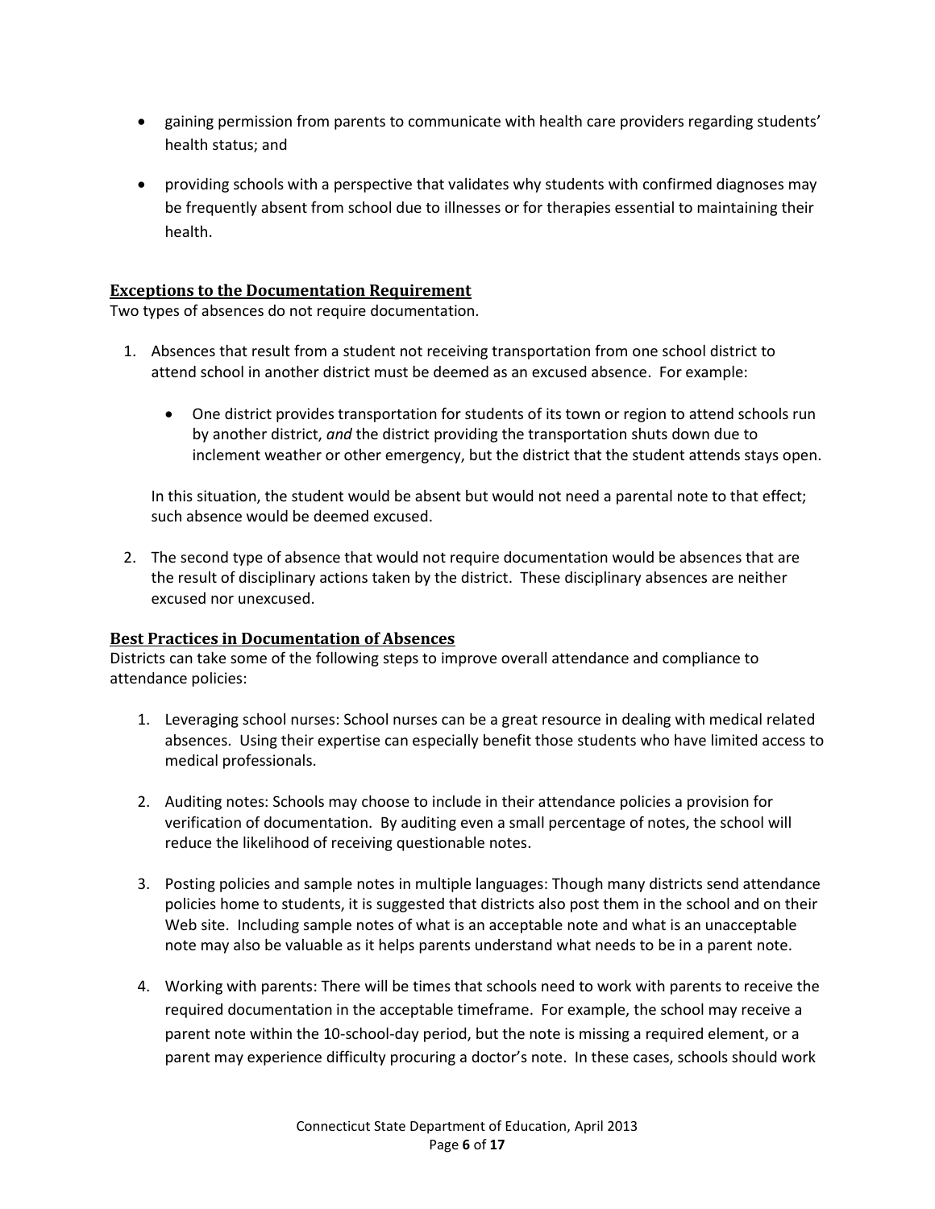- gaining permission from parents to communicate with health care providers regarding students' health status; and

- providing schools with a perspective that validates why students with confirmed diagnoses may be frequently absent from school due to illnesses or for therapies essential to maintaining their health.

### Exceptions to the Documentation Requirement

Two types of absences do not require documentation.

1. Absences that result from a student not receiving transportation from one school district to attend school in another district must be deemed as an excused absence. For example:

    - One district provides transportation for students of its town or region to attend schools run by another district, *and* the district providing the transportation shuts down due to inclement weather or other emergency, but the district that the student attends stays open.

   In this situation, the student would be absent but would not need a parental note to that effect; such absence would be deemed excused.

2. The second type of absence that would not require documentation would be absences that are the result of disciplinary actions taken by the district. These disciplinary absences are neither excused nor unexcused.

### Best Practices in Documentation of Absences

Districts can take some of the following steps to improve overall attendance and compliance to attendance policies:

1. Leveraging school nurses: School nurses can be a great resource in dealing with medical related absences. Using their expertise can especially benefit those students who have limited access to medical professionals.

2. Auditing notes: Schools may choose to include in their attendance policies a provision for verification of documentation. By auditing even a small percentage of notes, the school will reduce the likelihood of receiving questionable notes.

3. Posting policies and sample notes in multiple languages: Though many districts send attendance policies home to students, it is suggested that districts also post them in the school and on their Web site. Including sample notes of what is an acceptable note and what is an unacceptable note may also be valuable as it helps parents understand what needs to be in a parent note.

4. Working with parents: There will be times that schools need to work with parents to receive the required documentation in the acceptable timeframe. For example, the school may receive a parent note within the 10-school-day period, but the note is missing a required element, or a parent may experience difficulty procuring a doctor's note. In these cases, schools should work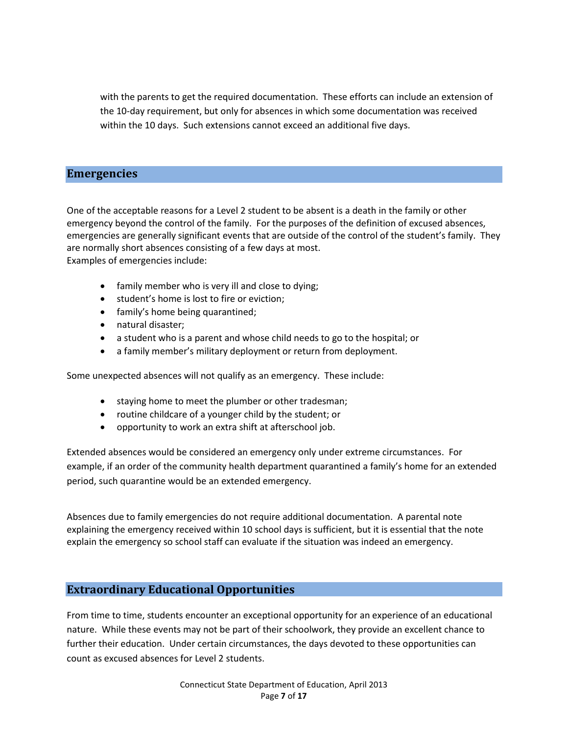with the parents to get the required documentation. These efforts can include an extension of the 10-day requirement, but only for absences in which some documentation was received within the 10 days. Such extensions cannot exceed an additional five days.

## Emergencies

One of the acceptable reasons for a Level 2 student to be absent is a death in the family or other emergency beyond the control of the family. For the purposes of the definition of excused absences, emergencies are generally significant events that are outside of the control of the student's family. They are normally short absences consisting of a few days at most.
Examples of emergencies include:

- family member who is very ill and close to dying;
- student's home is lost to fire or eviction;
- family's home being quarantined;
- natural disaster;
- a student who is a parent and whose child needs to go to the hospital; or
- a family member's military deployment or return from deployment.

Some unexpected absences will not qualify as an emergency. These include:

- staying home to meet the plumber or other tradesman;
- routine childcare of a younger child by the student; or
- opportunity to work an extra shift at afterschool job.

Extended absences would be considered an emergency only under extreme circumstances. For example, if an order of the community health department quarantined a family's home for an extended period, such quarantine would be an extended emergency.

Absences due to family emergencies do not require additional documentation. A parental note explaining the emergency received within 10 school days is sufficient, but it is essential that the note explain the emergency so school staff can evaluate if the situation was indeed an emergency.

## Extraordinary Educational Opportunities

From time to time, students encounter an exceptional opportunity for an experience of an educational nature. While these events may not be part of their schoolwork, they provide an excellent chance to further their education. Under certain circumstances, the days devoted to these opportunities can count as excused absences for Level 2 students.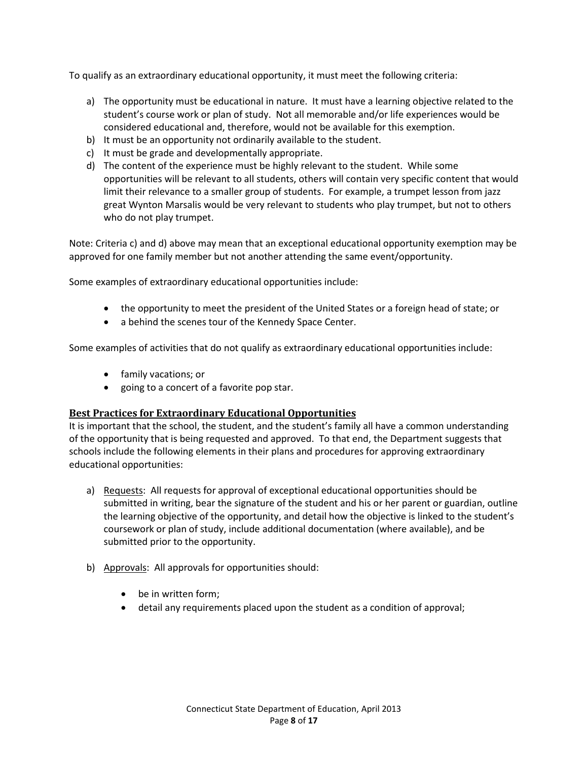To qualify as an extraordinary educational opportunity, it must meet the following criteria:

a) The opportunity must be educational in nature. It must have a learning objective related to the student's course work or plan of study. Not all memorable and/or life experiences would be considered educational and, therefore, would not be available for this exemption.
b) It must be an opportunity not ordinarily available to the student.
c) It must be grade and developmentally appropriate.
d) The content of the experience must be highly relevant to the student. While some opportunities will be relevant to all students, others will contain very specific content that would limit their relevance to a smaller group of students. For example, a trumpet lesson from jazz great Wynton Marsalis would be very relevant to students who play trumpet, but not to others who do not play trumpet.

Note: Criteria c) and d) above may mean that an exceptional educational opportunity exemption may be approved for one family member but not another attending the same event/opportunity.

Some examples of extraordinary educational opportunities include:

- the opportunity to meet the president of the United States or a foreign head of state; or
- a behind the scenes tour of the Kennedy Space Center.

Some examples of activities that do not qualify as extraordinary educational opportunities include:

- family vacations; or
- going to a concert of a favorite pop star.

## Best Practices for Extraordinary Educational Opportunities

It is important that the school, the student, and the student's family all have a common understanding of the opportunity that is being requested and approved. To that end, the Department suggests that schools include the following elements in their plans and procedures for approving extraordinary educational opportunities:

a) Requests: All requests for approval of exceptional educational opportunities should be submitted in writing, bear the signature of the student and his or her parent or guardian, outline the learning objective of the opportunity, and detail how the objective is linked to the student's coursework or plan of study, include additional documentation (where available), and be submitted prior to the opportunity.

b) Approvals: All approvals for opportunities should:

   - be in written form;
   - detail any requirements placed upon the student as a condition of approval;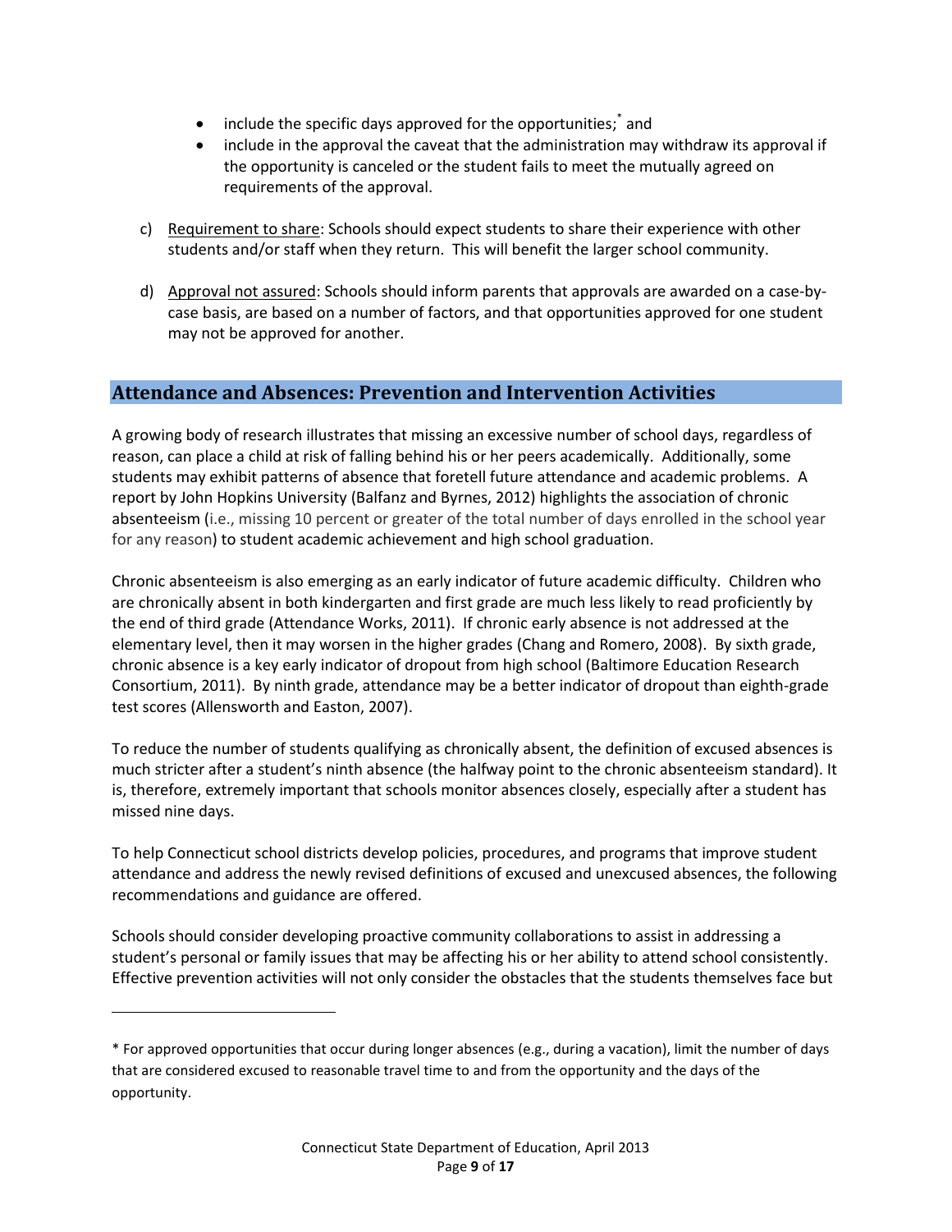- include the specific days approved for the opportunities;* and
- include in the approval the caveat that the administration may withdraw its approval if the opportunity is canceled or the student fails to meet the mutually agreed on requirements of the approval.

c) Requirement to share: Schools should expect students to share their experience with other students and/or staff when they return. This will benefit the larger school community.

d) Approval not assured: Schools should inform parents that approvals are awarded on a case-by-case basis, are based on a number of factors, and that opportunities approved for one student may not be approved for another.

## Attendance and Absences: Prevention and Intervention Activities

A growing body of research illustrates that missing an excessive number of school days, regardless of reason, can place a child at risk of falling behind his or her peers academically. Additionally, some students may exhibit patterns of absence that foretell future attendance and academic problems. A report by John Hopkins University (Balfanz and Byrnes, 2012) highlights the association of chronic absenteeism (i.e., missing 10 percent or greater of the total number of days enrolled in the school year for any reason) to student academic achievement and high school graduation.

Chronic absenteeism is also emerging as an early indicator of future academic difficulty. Children who are chronically absent in both kindergarten and first grade are much less likely to read proficiently by the end of third grade (Attendance Works, 2011). If chronic early absence is not addressed at the elementary level, then it may worsen in the higher grades (Chang and Romero, 2008). By sixth grade, chronic absence is a key early indicator of dropout from high school (Baltimore Education Research Consortium, 2011). By ninth grade, attendance may be a better indicator of dropout than eighth-grade test scores (Allensworth and Easton, 2007).

To reduce the number of students qualifying as chronically absent, the definition of excused absences is much stricter after a student's ninth absence (the halfway point to the chronic absenteeism standard). It is, therefore, extremely important that schools monitor absences closely, especially after a student has missed nine days.

To help Connecticut school districts develop policies, procedures, and programs that improve student attendance and address the newly revised definitions of excused and unexcused absences, the following recommendations and guidance are offered.

Schools should consider developing proactive community collaborations to assist in addressing a student's personal or family issues that may be affecting his or her ability to attend school consistently. Effective prevention activities will not only consider the obstacles that the students themselves face but

---

* For approved opportunities that occur during longer absences (e.g., during a vacation), limit the number of days that are considered excused to reasonable travel time to and from the opportunity and the days of the opportunity.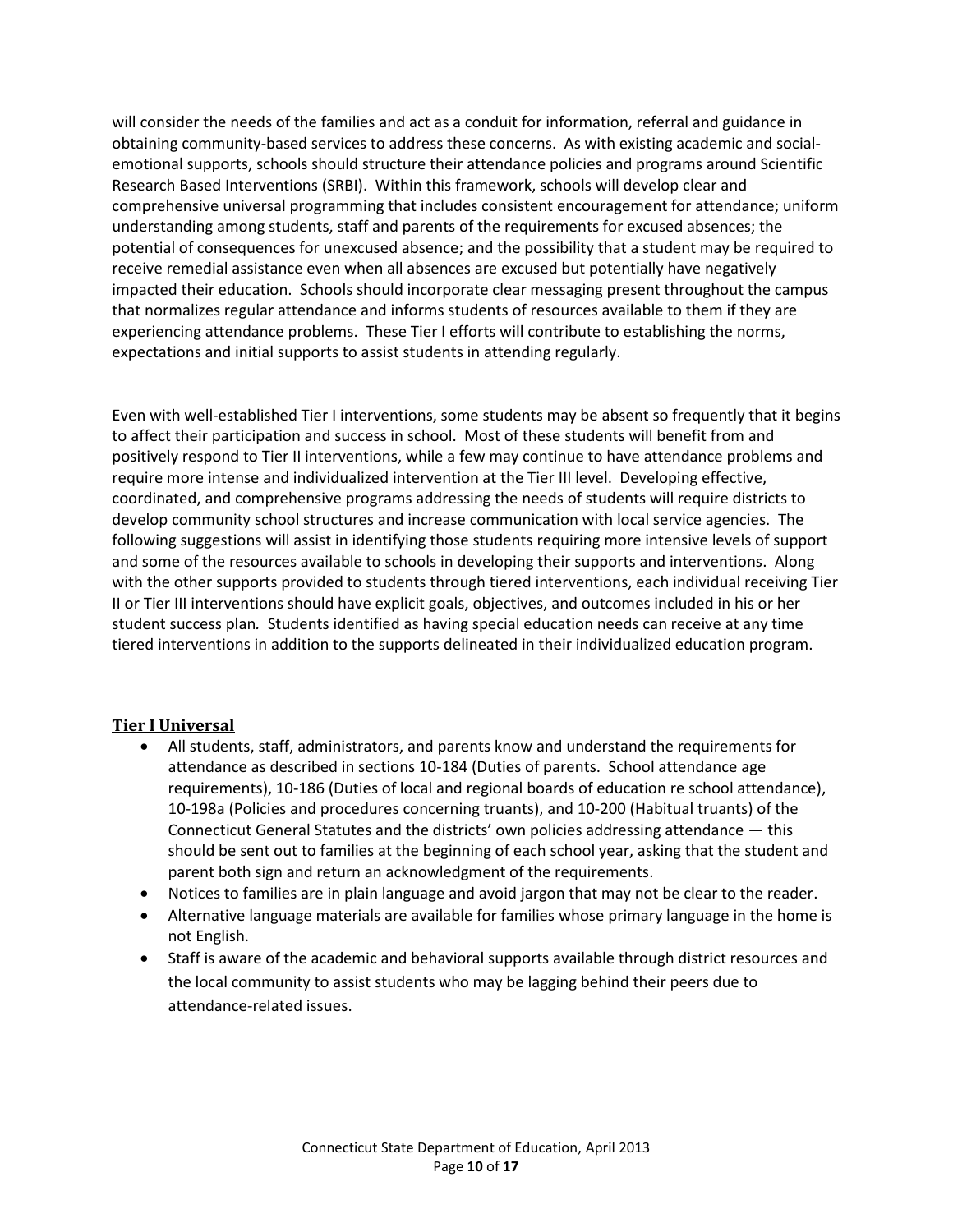will consider the needs of the families and act as a conduit for information, referral and guidance in obtaining community-based services to address these concerns. As with existing academic and social-emotional supports, schools should structure their attendance policies and programs around Scientific Research Based Interventions (SRBI). Within this framework, schools will develop clear and comprehensive universal programming that includes consistent encouragement for attendance; uniform understanding among students, staff and parents of the requirements for excused absences; the potential of consequences for unexcused absence; and the possibility that a student may be required to receive remedial assistance even when all absences are excused but potentially have negatively impacted their education. Schools should incorporate clear messaging present throughout the campus that normalizes regular attendance and informs students of resources available to them if they are experiencing attendance problems. These Tier I efforts will contribute to establishing the norms, expectations and initial supports to assist students in attending regularly.

Even with well-established Tier I interventions, some students may be absent so frequently that it begins to affect their participation and success in school. Most of these students will benefit from and positively respond to Tier II interventions, while a few may continue to have attendance problems and require more intense and individualized intervention at the Tier III level. Developing effective, coordinated, and comprehensive programs addressing the needs of students will require districts to develop community school structures and increase communication with local service agencies. The following suggestions will assist in identifying those students requiring more intensive levels of support and some of the resources available to schools in developing their supports and interventions. Along with the other supports provided to students through tiered interventions, each individual receiving Tier II or Tier III interventions should have explicit goals, objectives, and outcomes included in his or her student success plan. Students identified as having special education needs can receive at any time tiered interventions in addition to the supports delineated in their individualized education program.

## Tier I Universal

- All students, staff, administrators, and parents know and understand the requirements for attendance as described in sections 10-184 (Duties of parents. School attendance age requirements), 10-186 (Duties of local and regional boards of education re school attendance), 10-198a (Policies and procedures concerning truants), and 10-200 (Habitual truants) of the Connecticut General Statutes and the districts' own policies addressing attendance — this should be sent out to families at the beginning of each school year, asking that the student and parent both sign and return an acknowledgment of the requirements.
- Notices to families are in plain language and avoid jargon that may not be clear to the reader.
- Alternative language materials are available for families whose primary language in the home is not English.
- Staff is aware of the academic and behavioral supports available through district resources and the local community to assist students who may be lagging behind their peers due to attendance-related issues.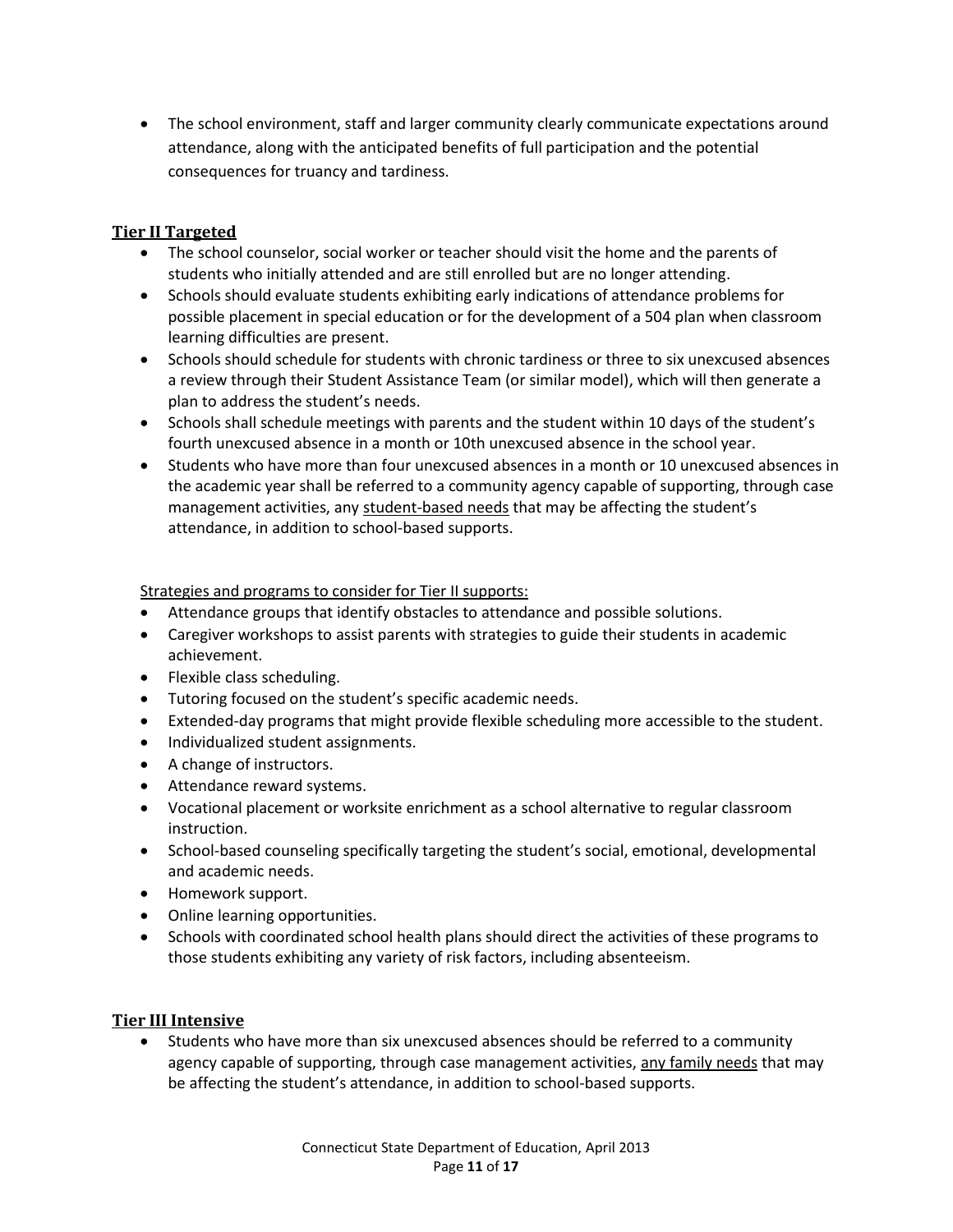- The school environment, staff and larger community clearly communicate expectations around attendance, along with the anticipated benefits of full participation and the potential consequences for truancy and tardiness.

## Tier II Targeted

- The school counselor, social worker or teacher should visit the home and the parents of students who initially attended and are still enrolled but are no longer attending.
- Schools should evaluate students exhibiting early indications of attendance problems for possible placement in special education or for the development of a 504 plan when classroom learning difficulties are present.
- Schools should schedule for students with chronic tardiness or three to six unexcused absences a review through their Student Assistance Team (or similar model), which will then generate a plan to address the student's needs.
- Schools shall schedule meetings with parents and the student within 10 days of the student's fourth unexcused absence in a month or 10th unexcused absence in the school year.
- Students who have more than four unexcused absences in a month or 10 unexcused absences in the academic year shall be referred to a community agency capable of supporting, through case management activities, any <u>student-based needs</u> that may be affecting the student's attendance, in addition to school-based supports.

<u>Strategies and programs to consider for Tier II supports:</u>

- Attendance groups that identify obstacles to attendance and possible solutions.
- Caregiver workshops to assist parents with strategies to guide their students in academic achievement.
- Flexible class scheduling.
- Tutoring focused on the student's specific academic needs.
- Extended-day programs that might provide flexible scheduling more accessible to the student.
- Individualized student assignments.
- A change of instructors.
- Attendance reward systems.
- Vocational placement or worksite enrichment as a school alternative to regular classroom instruction.
- School-based counseling specifically targeting the student's social, emotional, developmental and academic needs.
- Homework support.
- Online learning opportunities.
- Schools with coordinated school health plans should direct the activities of these programs to those students exhibiting any variety of risk factors, including absenteeism.

## Tier III Intensive

- Students who have more than six unexcused absences should be referred to a community agency capable of supporting, through case management activities, <u>any family needs</u> that may be affecting the student's attendance, in addition to school-based supports.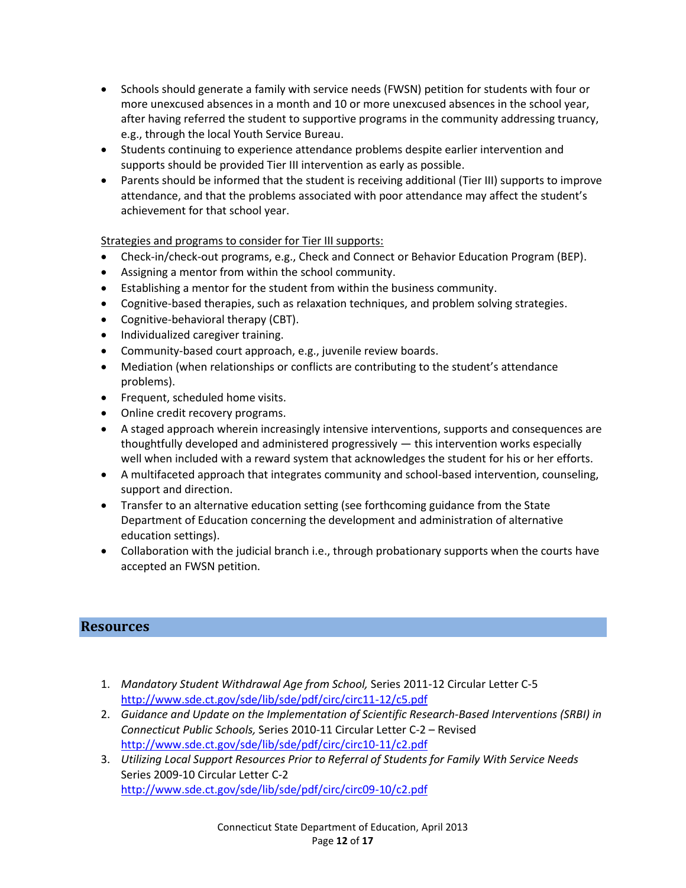- Schools should generate a family with service needs (FWSN) petition for students with four or more unexcused absences in a month and 10 or more unexcused absences in the school year, after having referred the student to supportive programs in the community addressing truancy, e.g., through the local Youth Service Bureau.
- Students continuing to experience attendance problems despite earlier intervention and supports should be provided Tier III intervention as early as possible.
- Parents should be informed that the student is receiving additional (Tier III) supports to improve attendance, and that the problems associated with poor attendance may affect the student's achievement for that school year.

<u>Strategies and programs to consider for Tier III supports:</u>

- Check-in/check-out programs, e.g., Check and Connect or Behavior Education Program (BEP).
- Assigning a mentor from within the school community.
- Establishing a mentor for the student from within the business community.
- Cognitive-based therapies, such as relaxation techniques, and problem solving strategies.
- Cognitive-behavioral therapy (CBT).
- Individualized caregiver training.
- Community-based court approach, e.g., juvenile review boards.
- Mediation (when relationships or conflicts are contributing to the student's attendance problems).
- Frequent, scheduled home visits.
- Online credit recovery programs.
- A staged approach wherein increasingly intensive interventions, supports and consequences are thoughtfully developed and administered progressively — this intervention works especially well when included with a reward system that acknowledges the student for his or her efforts.
- A multifaceted approach that integrates community and school-based intervention, counseling, support and direction.
- Transfer to an alternative education setting (see forthcoming guidance from the State Department of Education concerning the development and administration of alternative education settings).
- Collaboration with the judicial branch i.e., through probationary supports when the courts have accepted an FWSN petition.

## Resources

1. *Mandatory Student Withdrawal Age from School,* Series 2011-12 Circular Letter C-5 http://www.sde.ct.gov/sde/lib/sde/pdf/circ/circ11-12/c5.pdf
2. *Guidance and Update on the Implementation of Scientific Research-Based Interventions (SRBI) in Connecticut Public Schools,* Series 2010-11 Circular Letter C-2 – Revised http://www.sde.ct.gov/sde/lib/sde/pdf/circ/circ10-11/c2.pdf
3. *Utilizing Local Support Resources Prior to Referral of Students for Family With Service Needs* Series 2009-10 Circular Letter C-2 http://www.sde.ct.gov/sde/lib/sde/pdf/circ/circ09-10/c2.pdf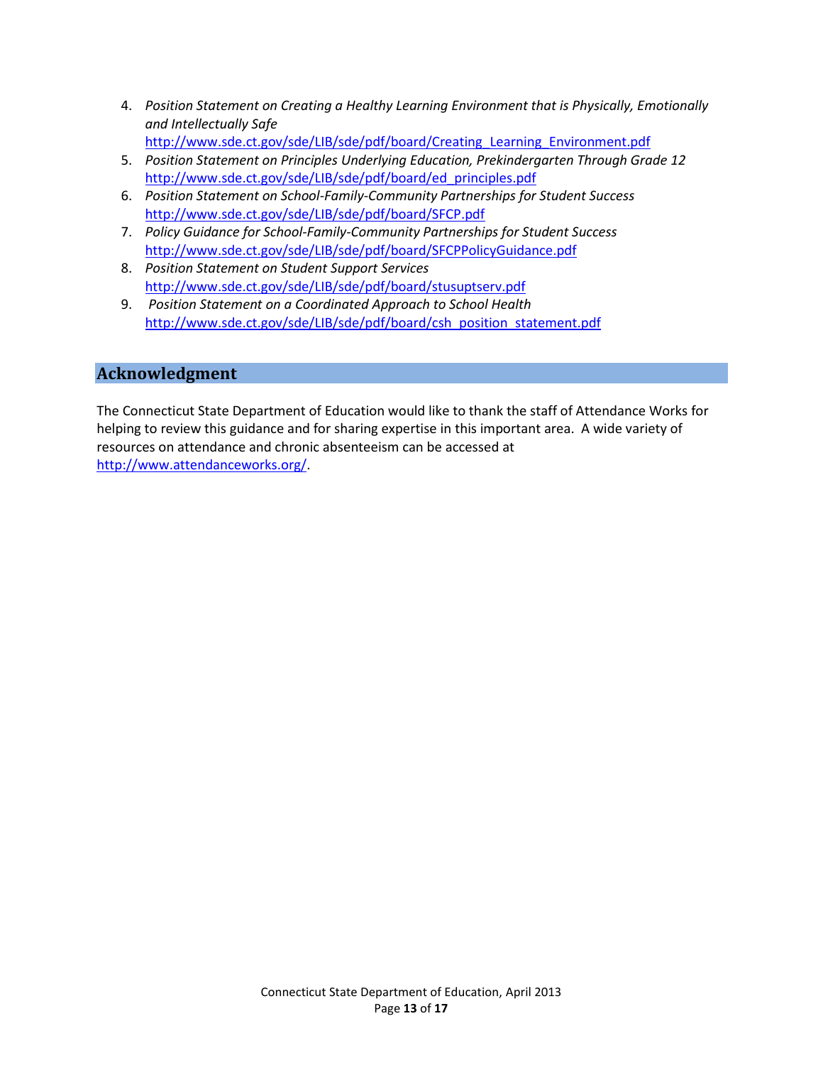4. *Position Statement on Creating a Healthy Learning Environment that is Physically, Emotionally and Intellectually Safe*
   http://www.sde.ct.gov/sde/LIB/sde/pdf/board/Creating_Learning_Environment.pdf
5. *Position Statement on Principles Underlying Education, Prekindergarten Through Grade 12*
   http://www.sde.ct.gov/sde/LIB/sde/pdf/board/ed_principles.pdf
6. *Position Statement on School-Family-Community Partnerships for Student Success*
   http://www.sde.ct.gov/sde/LIB/sde/pdf/board/SFCP.pdf
7. *Policy Guidance for School-Family-Community Partnerships for Student Success*
   http://www.sde.ct.gov/sde/LIB/sde/pdf/board/SFCPPolicyGuidance.pdf
8. *Position Statement on Student Support Services*
   http://www.sde.ct.gov/sde/LIB/sde/pdf/board/stusuptserv.pdf
9. *Position Statement on a Coordinated Approach to School Health*
   http://www.sde.ct.gov/sde/LIB/sde/pdf/board/csh_position_statement.pdf

## Acknowledgment

The Connecticut State Department of Education would like to thank the staff of Attendance Works for helping to review this guidance and for sharing expertise in this important area. A wide variety of resources on attendance and chronic absenteeism can be accessed at http://www.attendanceworks.org/.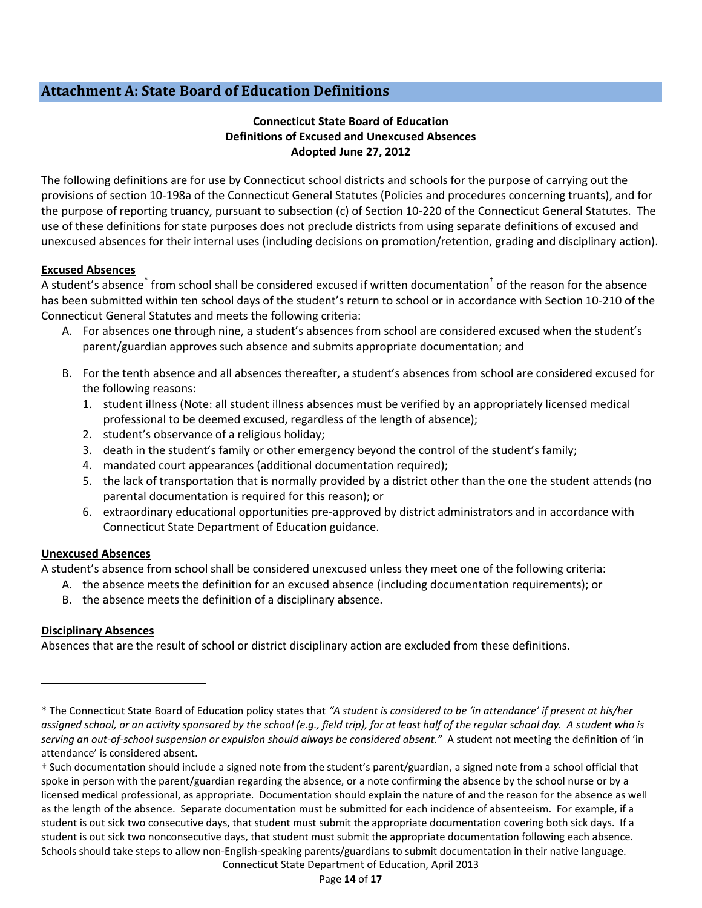## Attachment A: State Board of Education Definitions

**Connecticut State Board of Education**
**Definitions of Excused and Unexcused Absences**
**Adopted June 27, 2012**

The following definitions are for use by Connecticut school districts and schools for the purpose of carrying out the provisions of section 10-198a of the Connecticut General Statutes (Policies and procedures concerning truants), and for the purpose of reporting truancy, pursuant to subsection (c) of Section 10-220 of the Connecticut General Statutes. The use of these definitions for state purposes does not preclude districts from using separate definitions of excused and unexcused absences for their internal uses (including decisions on promotion/retention, grading and disciplinary action).

**Excused Absences**

A student's absence* from school shall be considered excused if written documentation† of the reason for the absence has been submitted within ten school days of the student's return to school or in accordance with Section 10-210 of the Connecticut General Statutes and meets the following criteria:

A. For absences one through nine, a student's absences from school are considered excused when the student's parent/guardian approves such absence and submits appropriate documentation; and

B. For the tenth absence and all absences thereafter, a student's absences from school are considered excused for the following reasons:
   1. student illness (Note: all student illness absences must be verified by an appropriately licensed medical professional to be deemed excused, regardless of the length of absence);
   2. student's observance of a religious holiday;
   3. death in the student's family or other emergency beyond the control of the student's family;
   4. mandated court appearances (additional documentation required);
   5. the lack of transportation that is normally provided by a district other than the one the student attends (no parental documentation is required for this reason); or
   6. extraordinary educational opportunities pre-approved by district administrators and in accordance with Connecticut State Department of Education guidance.

**Unexcused Absences**

A student's absence from school shall be considered unexcused unless they meet one of the following criteria:

A. the absence meets the definition for an excused absence (including documentation requirements); or
B. the absence meets the definition of a disciplinary absence.

**Disciplinary Absences**

Absences that are the result of school or district disciplinary action are excluded from these definitions.

---

* The Connecticut State Board of Education policy states that *"A student is considered to be 'in attendance' if present at his/her assigned school, or an activity sponsored by the school (e.g., field trip), for at least half of the regular school day. A student who is serving an out-of-school suspension or expulsion should always be considered absent."* A student not meeting the definition of 'in attendance' is considered absent.

† Such documentation should include a signed note from the student's parent/guardian, a signed note from a school official that spoke in person with the parent/guardian regarding the absence, or a note confirming the absence by the school nurse or by a licensed medical professional, as appropriate. Documentation should explain the nature of and the reason for the absence as well as the length of the absence. Separate documentation must be submitted for each incidence of absenteeism. For example, if a student is out sick two consecutive days, that student must submit the appropriate documentation covering both sick days. If a student is out sick two nonconsecutive days, that student must submit the appropriate documentation following each absence. Schools should take steps to allow non-English-speaking parents/guardians to submit documentation in their native language.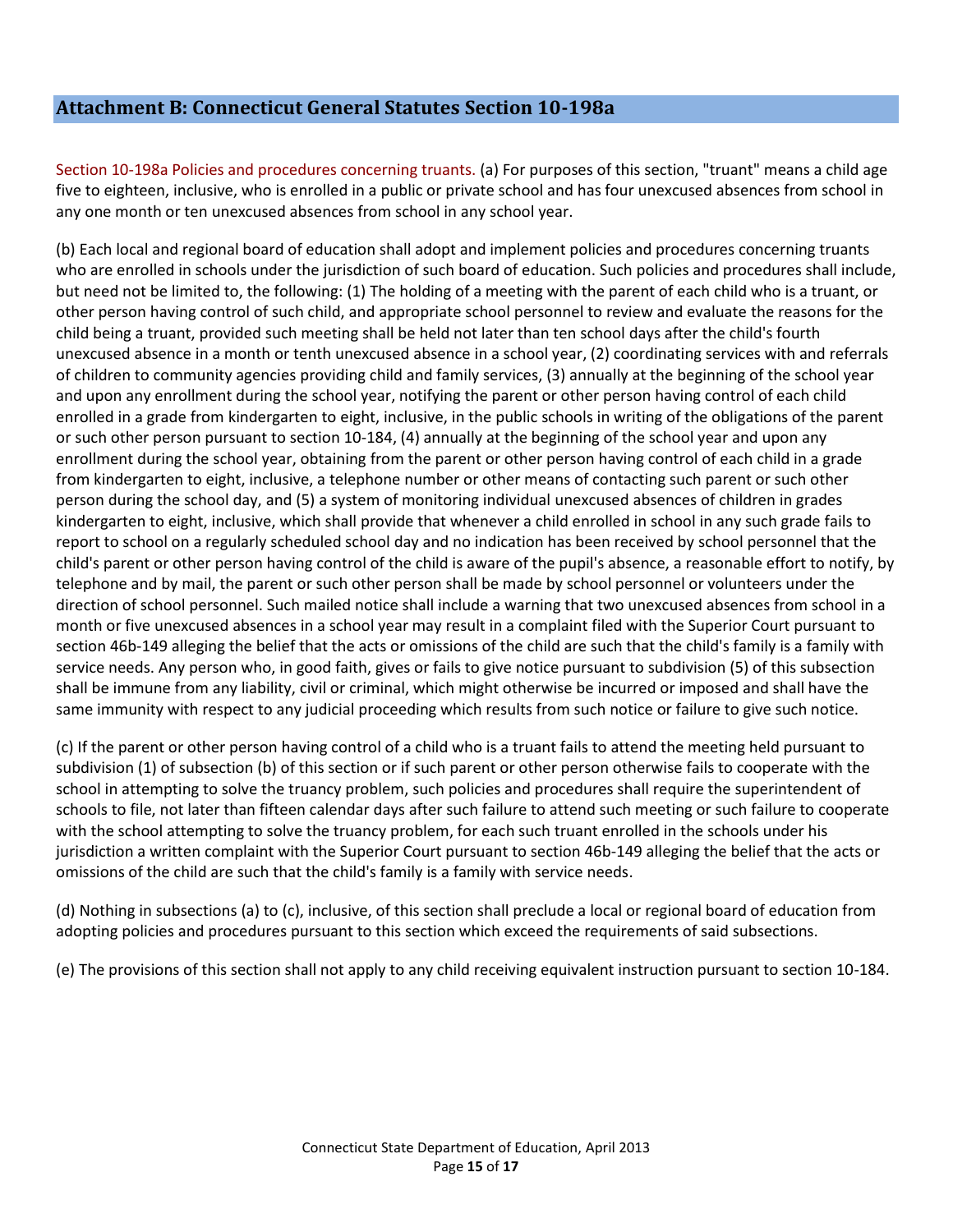## Attachment B: Connecticut General Statutes Section 10-198a

Section 10-198a Policies and procedures concerning truants. (a) For purposes of this section, "truant" means a child age five to eighteen, inclusive, who is enrolled in a public or private school and has four unexcused absences from school in any one month or ten unexcused absences from school in any school year.

(b) Each local and regional board of education shall adopt and implement policies and procedures concerning truants who are enrolled in schools under the jurisdiction of such board of education. Such policies and procedures shall include, but need not be limited to, the following: (1) The holding of a meeting with the parent of each child who is a truant, or other person having control of such child, and appropriate school personnel to review and evaluate the reasons for the child being a truant, provided such meeting shall be held not later than ten school days after the child's fourth unexcused absence in a month or tenth unexcused absence in a school year, (2) coordinating services with and referrals of children to community agencies providing child and family services, (3) annually at the beginning of the school year and upon any enrollment during the school year, notifying the parent or other person having control of each child enrolled in a grade from kindergarten to eight, inclusive, in the public schools in writing of the obligations of the parent or such other person pursuant to section 10-184, (4) annually at the beginning of the school year and upon any enrollment during the school year, obtaining from the parent or other person having control of each child in a grade from kindergarten to eight, inclusive, a telephone number or other means of contacting such parent or such other person during the school day, and (5) a system of monitoring individual unexcused absences of children in grades kindergarten to eight, inclusive, which shall provide that whenever a child enrolled in school in any such grade fails to report to school on a regularly scheduled school day and no indication has been received by school personnel that the child's parent or other person having control of the child is aware of the pupil's absence, a reasonable effort to notify, by telephone and by mail, the parent or such other person shall be made by school personnel or volunteers under the direction of school personnel. Such mailed notice shall include a warning that two unexcused absences from school in a month or five unexcused absences in a school year may result in a complaint filed with the Superior Court pursuant to section 46b-149 alleging the belief that the acts or omissions of the child are such that the child's family is a family with service needs. Any person who, in good faith, gives or fails to give notice pursuant to subdivision (5) of this subsection shall be immune from any liability, civil or criminal, which might otherwise be incurred or imposed and shall have the same immunity with respect to any judicial proceeding which results from such notice or failure to give such notice.

(c) If the parent or other person having control of a child who is a truant fails to attend the meeting held pursuant to subdivision (1) of subsection (b) of this section or if such parent or other person otherwise fails to cooperate with the school in attempting to solve the truancy problem, such policies and procedures shall require the superintendent of schools to file, not later than fifteen calendar days after such failure to attend such meeting or such failure to cooperate with the school attempting to solve the truancy problem, for each such truant enrolled in the schools under his jurisdiction a written complaint with the Superior Court pursuant to section 46b-149 alleging the belief that the acts or omissions of the child are such that the child's family is a family with service needs.

(d) Nothing in subsections (a) to (c), inclusive, of this section shall preclude a local or regional board of education from adopting policies and procedures pursuant to this section which exceed the requirements of said subsections.

(e) The provisions of this section shall not apply to any child receiving equivalent instruction pursuant to section 10-184.

Connecticut State Department of Education, April 2013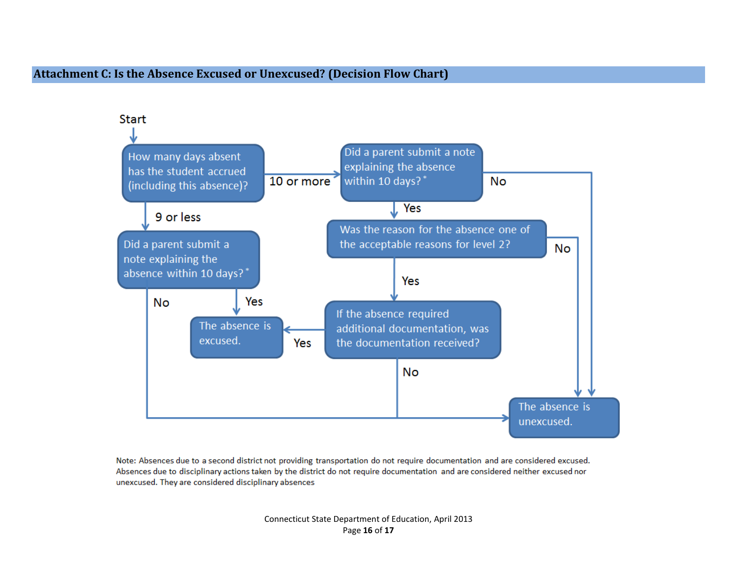## Attachment C: Is the Absence Excused or Unexcused? (Decision Flow Chart)

Start

How many days absent has the student accrued (including this absence)?

- 9 or less → Did a parent submit a note explaining the absence within 10 days?*
  - Yes → The absence is excused.
  - No → The absence is unexcused.
- 10 or more → Did a parent submit a note explaining the absence within 10 days?*
  - No → The absence is unexcused.
  - Yes → Was the reason for the absence one of the acceptable reasons for level 2?
    - No → The absence is unexcused.
    - Yes → If the absence required additional documentation, was the documentation received?
      - Yes → The absence is excused.
      - No → The absence is unexcused.

Note: Absences due to a second district not providing transportation do not require documentation and are considered excused. Absences due to disciplinary actions taken by the district do not require documentation and are considered neither excused nor unexcused. They are considered disciplinary absences

Connecticut State Department of Education, April 2013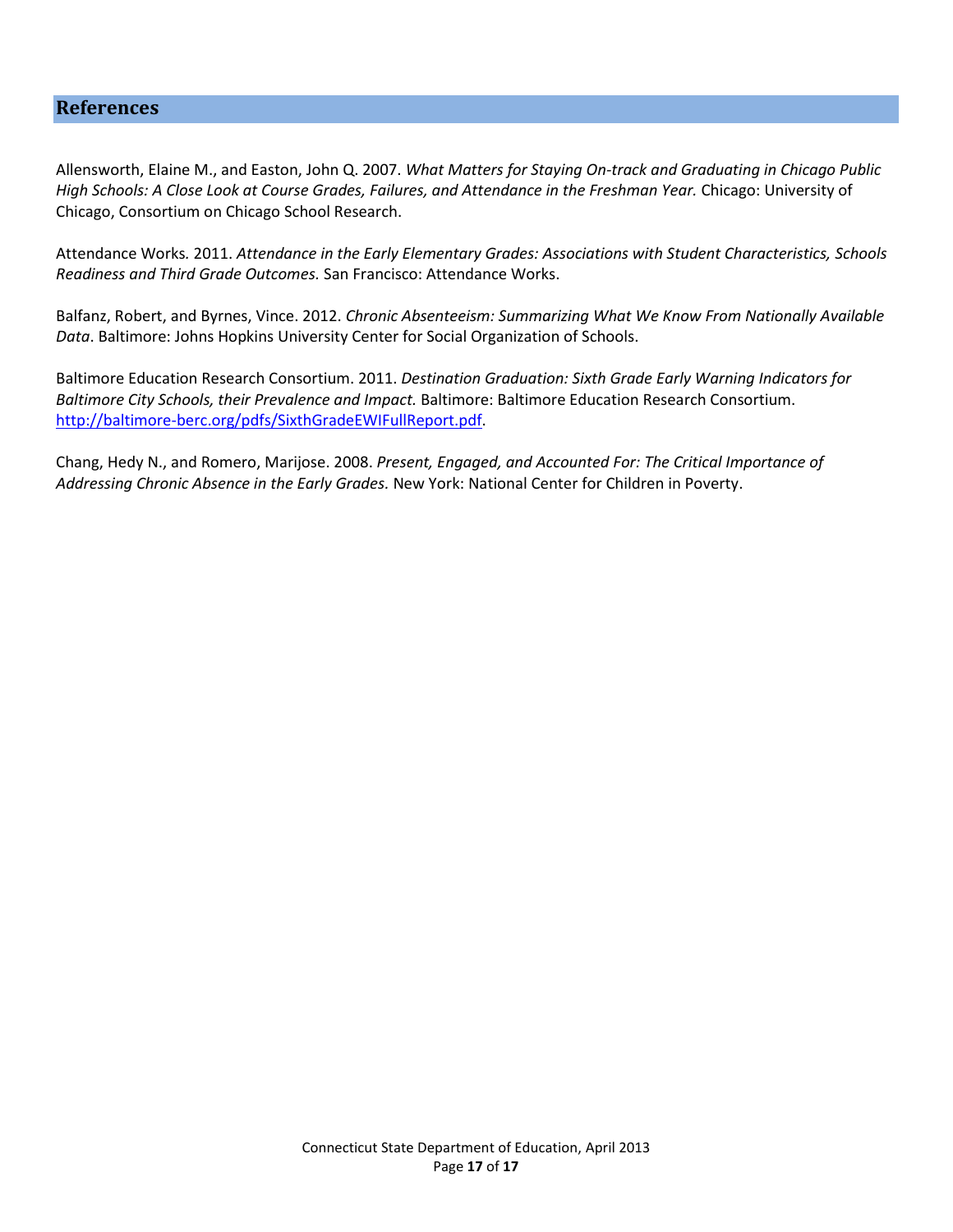## References

Allensworth, Elaine M., and Easton, John Q. 2007. *What Matters for Staying On-track and Graduating in Chicago Public High Schools: A Close Look at Course Grades, Failures, and Attendance in the Freshman Year.* Chicago: University of Chicago, Consortium on Chicago School Research.

Attendance Works. 2011. *Attendance in the Early Elementary Grades: Associations with Student Characteristics, Schools Readiness and Third Grade Outcomes.* San Francisco: Attendance Works.

Balfanz, Robert, and Byrnes, Vince. 2012. *Chronic Absenteeism: Summarizing What We Know From Nationally Available Data*. Baltimore: Johns Hopkins University Center for Social Organization of Schools.

Baltimore Education Research Consortium. 2011. *Destination Graduation: Sixth Grade Early Warning Indicators for Baltimore City Schools, their Prevalence and Impact.* Baltimore: Baltimore Education Research Consortium. http://baltimore-berc.org/pdfs/SixthGradeEWIFullReport.pdf.

Chang, Hedy N., and Romero, Marijose. 2008. *Present, Engaged, and Accounted For: The Critical Importance of Addressing Chronic Absence in the Early Grades.* New York: National Center for Children in Poverty.